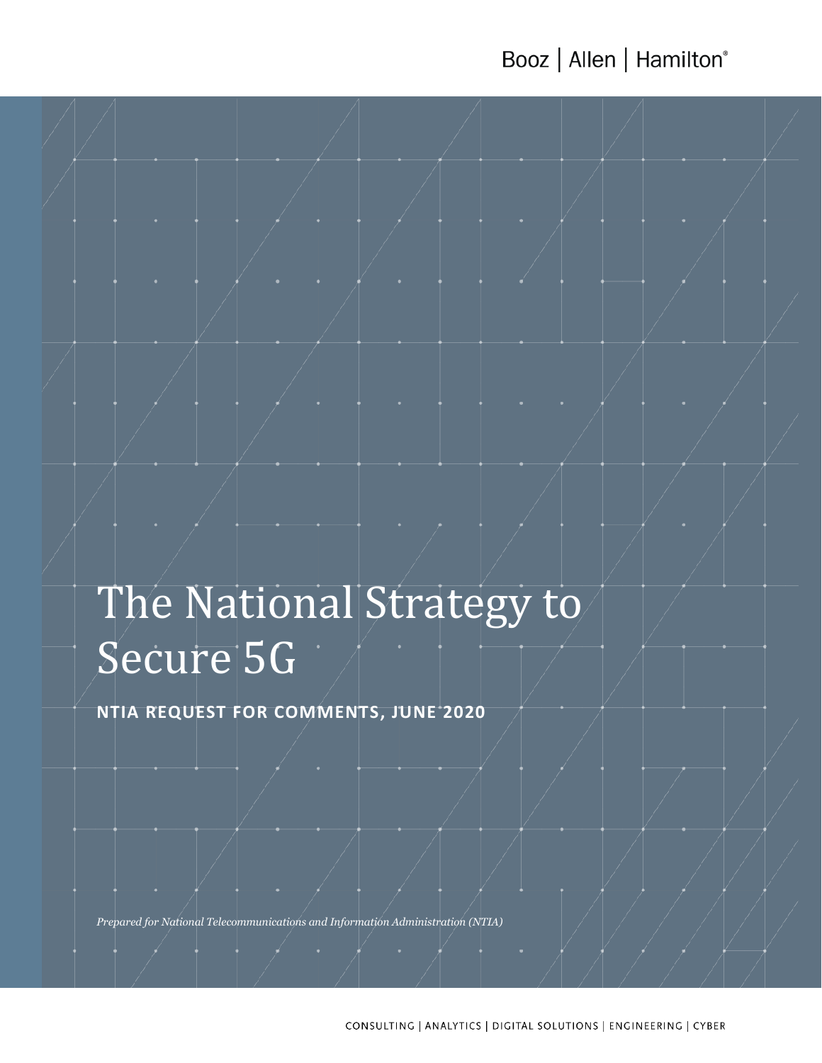Booz | Allen | Hamilton®

# The National Strategy to Secure 5G

**NTIA REQUEST FOR COMMENTS, JUNE 2020**

*Prepared for National Telecommunications and Information Administration (NTIA)*

CONSULTING | ANALYTICS | DIGITAL SOLUTIONS | ENGINEERING | CYBER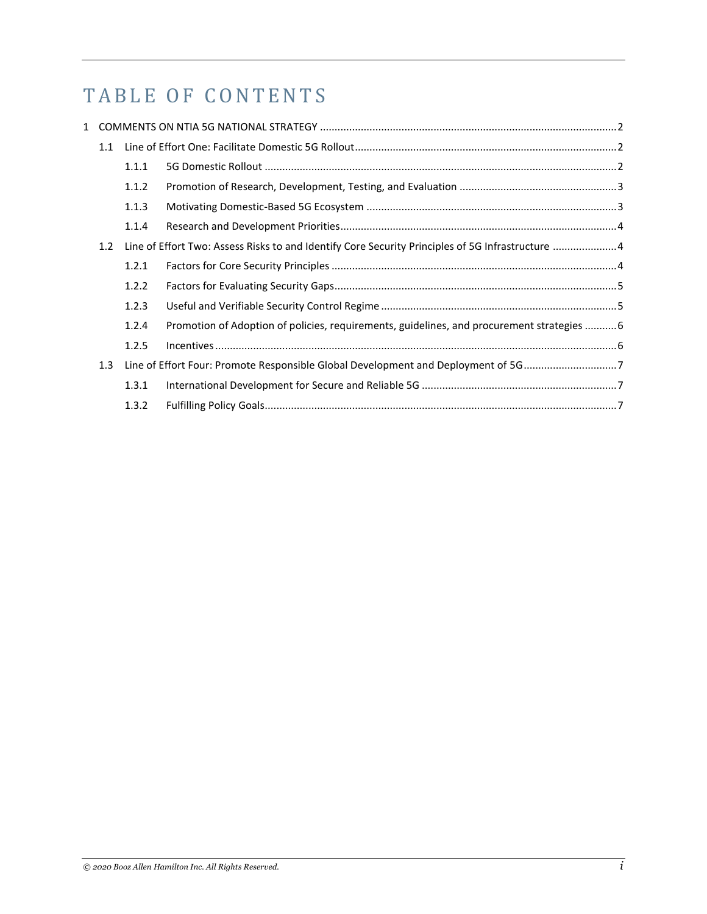# TABLE OF CONTENTS

1 COMMENTS ON NTIA 5G NATIONAL STRATEGY ..... 2

- 1.1 Line of Effort One: Facilitate Domestic 5G Rollout ..... 2
  - 1.1.1 5G Domestic Rollout ..... 2
  - 1.1.2 Promotion of Research, Development, Testing, and Evaluation ..... 3
  - 1.1.3 Motivating Domestic-Based 5G Ecosystem ..... 3
  - 1.1.4 Research and Development Priorities ..... 4
- 1.2 Line of Effort Two: Assess Risks to and Identify Core Security Principles of 5G Infrastructure ..... 4
  - 1.2.1 Factors for Core Security Principles ..... 4
  - 1.2.2 Factors for Evaluating Security Gaps ..... 5
  - 1.2.3 Useful and Verifiable Security Control Regime ..... 5
  - 1.2.4 Promotion of Adoption of policies, requirements, guidelines, and procurement strategies ..... 6
  - 1.2.5 Incentives ..... 6
- 1.3 Line of Effort Four: Promote Responsible Global Development and Deployment of 5G ..... 7
  - 1.3.1 International Development for Secure and Reliable 5G ..... 7
  - 1.3.2 Fulfilling Policy Goals ..... 7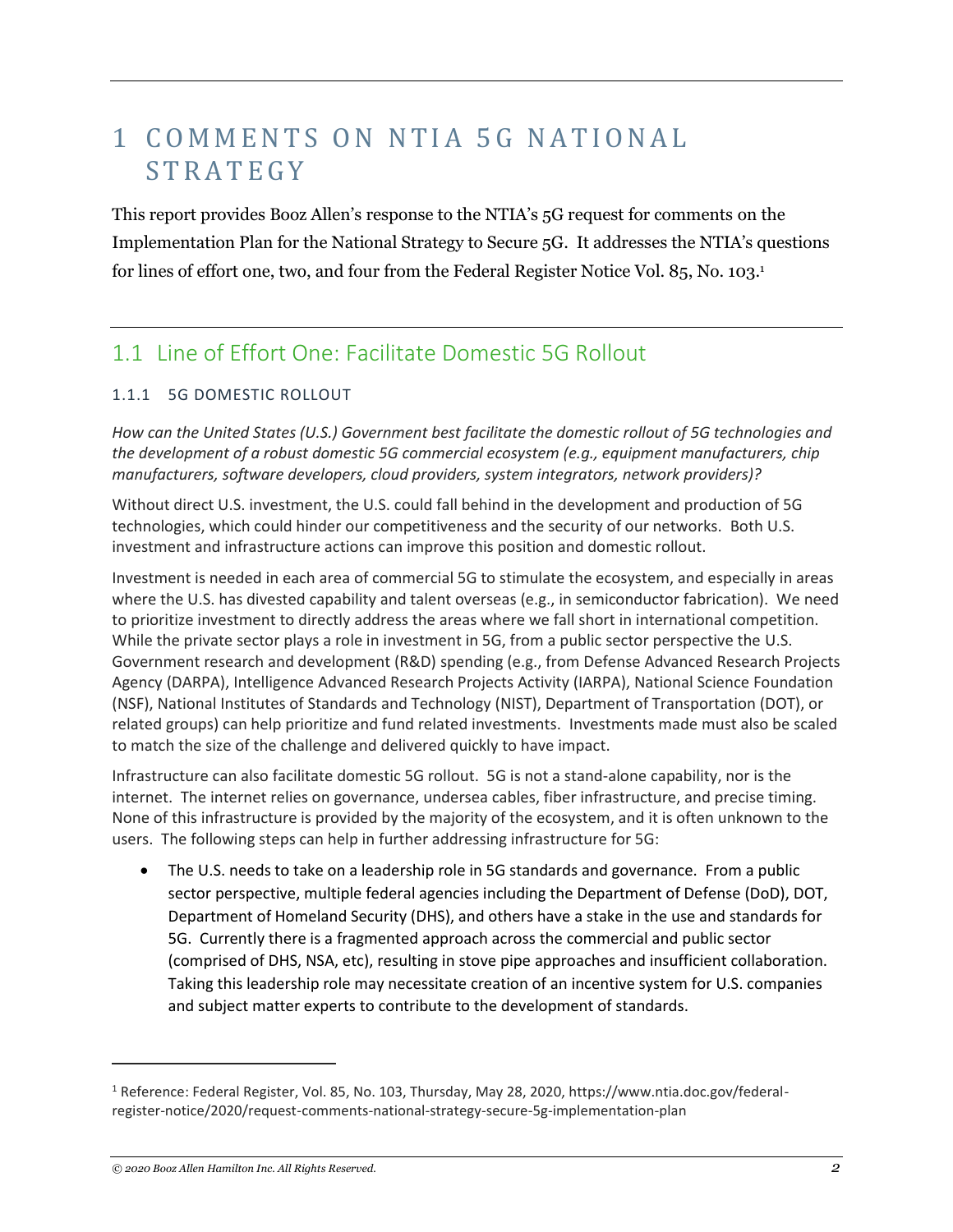# 1 COMMENTS ON NTIA 5G NATIONAL STRATEGY

This report provides Booz Allen's response to the NTIA's 5G request for comments on the Implementation Plan for the National Strategy to Secure 5G. It addresses the NTIA's questions for lines of effort one, two, and four from the Federal Register Notice Vol. 85, No. 103.[1]

## 1.1 Line of Effort One: Facilitate Domestic 5G Rollout

### 1.1.1 5G DOMESTIC ROLLOUT

*How can the United States (U.S.) Government best facilitate the domestic rollout of 5G technologies and the development of a robust domestic 5G commercial ecosystem (e.g., equipment manufacturers, chip manufacturers, software developers, cloud providers, system integrators, network providers)?*

Without direct U.S. investment, the U.S. could fall behind in the development and production of 5G technologies, which could hinder our competitiveness and the security of our networks. Both U.S. investment and infrastructure actions can improve this position and domestic rollout.

Investment is needed in each area of commercial 5G to stimulate the ecosystem, and especially in areas where the U.S. has divested capability and talent overseas (e.g., in semiconductor fabrication). We need to prioritize investment to directly address the areas where we fall short in international competition. While the private sector plays a role in investment in 5G, from a public sector perspective the U.S. Government research and development (R&D) spending (e.g., from Defense Advanced Research Projects Agency (DARPA), Intelligence Advanced Research Projects Activity (IARPA), National Science Foundation (NSF), National Institutes of Standards and Technology (NIST), Department of Transportation (DOT), or related groups) can help prioritize and fund related investments. Investments made must also be scaled to match the size of the challenge and delivered quickly to have impact.

Infrastructure can also facilitate domestic 5G rollout. 5G is not a stand-alone capability, nor is the internet. The internet relies on governance, undersea cables, fiber infrastructure, and precise timing. None of this infrastructure is provided by the majority of the ecosystem, and it is often unknown to the users. The following steps can help in further addressing infrastructure for 5G:

- The U.S. needs to take on a leadership role in 5G standards and governance. From a public sector perspective, multiple federal agencies including the Department of Defense (DoD), DOT, Department of Homeland Security (DHS), and others have a stake in the use and standards for 5G. Currently there is a fragmented approach across the commercial and public sector (comprised of DHS, NSA, etc), resulting in stove pipe approaches and insufficient collaboration. Taking this leadership role may necessitate creation of an incentive system for U.S. companies and subject matter experts to contribute to the development of standards.

[1] Reference: Federal Register, Vol. 85, No. 103, Thursday, May 28, 2020, https://www.ntia.doc.gov/federal-register-notice/2020/request-comments-national-strategy-secure-5g-implementation-plan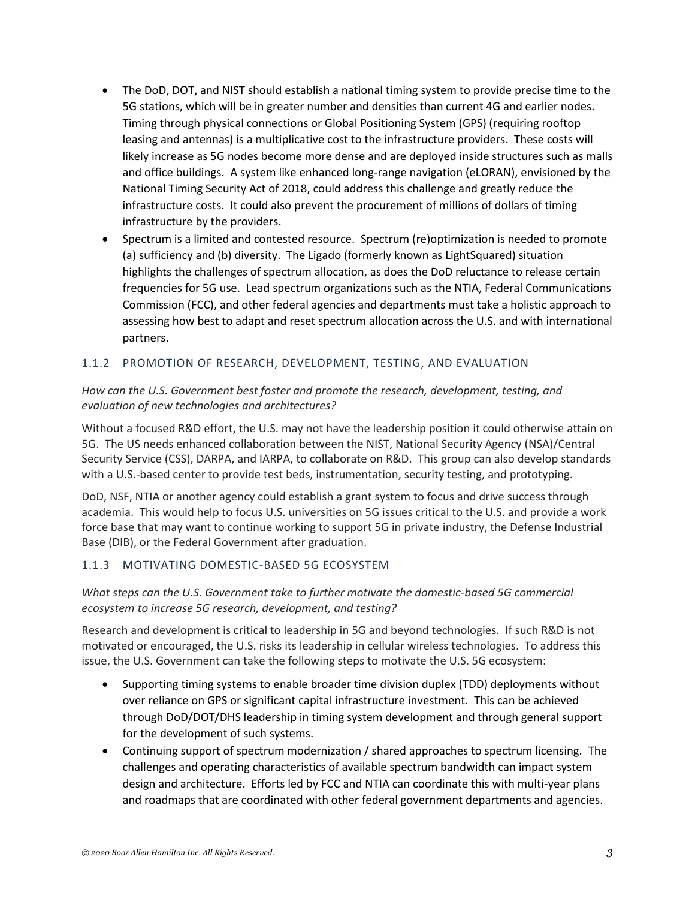- The DoD, DOT, and NIST should establish a national timing system to provide precise time to the 5G stations, which will be in greater number and densities than current 4G and earlier nodes. Timing through physical connections or Global Positioning System (GPS) (requiring rooftop leasing and antennas) is a multiplicative cost to the infrastructure providers. These costs will likely increase as 5G nodes become more dense and are deployed inside structures such as malls and office buildings. A system like enhanced long-range navigation (eLORAN), envisioned by the National Timing Security Act of 2018, could address this challenge and greatly reduce the infrastructure costs. It could also prevent the procurement of millions of dollars of timing infrastructure by the providers.
- Spectrum is a limited and contested resource. Spectrum (re)optimization is needed to promote (a) sufficiency and (b) diversity. The Ligado (formerly known as LightSquared) situation highlights the challenges of spectrum allocation, as does the DoD reluctance to release certain frequencies for 5G use. Lead spectrum organizations such as the NTIA, Federal Communications Commission (FCC), and other federal agencies and departments must take a holistic approach to assessing how best to adapt and reset spectrum allocation across the U.S. and with international partners.

### 1.1.2 PROMOTION OF RESEARCH, DEVELOPMENT, TESTING, AND EVALUATION

*How can the U.S. Government best foster and promote the research, development, testing, and evaluation of new technologies and architectures?*

Without a focused R&D effort, the U.S. may not have the leadership position it could otherwise attain on 5G. The US needs enhanced collaboration between the NIST, National Security Agency (NSA)/Central Security Service (CSS), DARPA, and IARPA, to collaborate on R&D. This group can also develop standards with a U.S.-based center to provide test beds, instrumentation, security testing, and prototyping.

DoD, NSF, NTIA or another agency could establish a grant system to focus and drive success through academia. This would help to focus U.S. universities on 5G issues critical to the U.S. and provide a work force base that may want to continue working to support 5G in private industry, the Defense Industrial Base (DIB), or the Federal Government after graduation.

### 1.1.3 MOTIVATING DOMESTIC-BASED 5G ECOSYSTEM

*What steps can the U.S. Government take to further motivate the domestic-based 5G commercial ecosystem to increase 5G research, development, and testing?*

Research and development is critical to leadership in 5G and beyond technologies. If such R&D is not motivated or encouraged, the U.S. risks its leadership in cellular wireless technologies. To address this issue, the U.S. Government can take the following steps to motivate the U.S. 5G ecosystem:

- Supporting timing systems to enable broader time division duplex (TDD) deployments without over reliance on GPS or significant capital infrastructure investment. This can be achieved through DoD/DOT/DHS leadership in timing system development and through general support for the development of such systems.
- Continuing support of spectrum modernization / shared approaches to spectrum licensing. The challenges and operating characteristics of available spectrum bandwidth can impact system design and architecture. Efforts led by FCC and NTIA can coordinate this with multi-year plans and roadmaps that are coordinated with other federal government departments and agencies.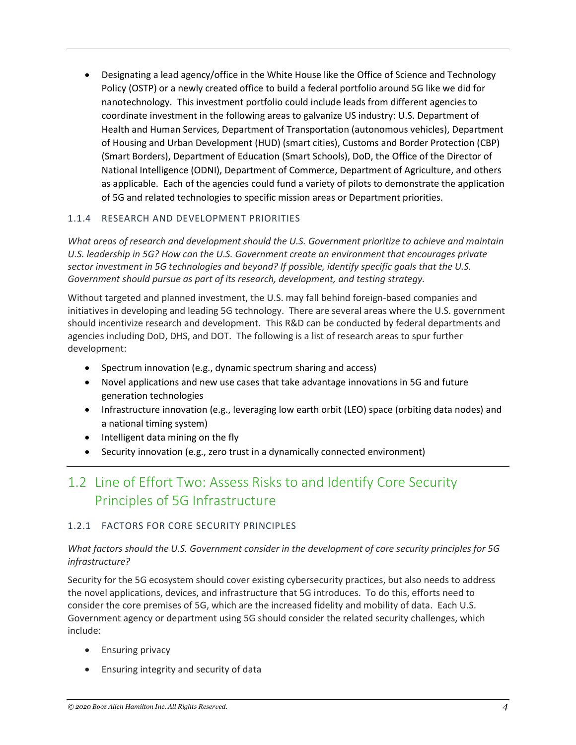- Designating a lead agency/office in the White House like the Office of Science and Technology Policy (OSTP) or a newly created office to build a federal portfolio around 5G like we did for nanotechnology. This investment portfolio could include leads from different agencies to coordinate investment in the following areas to galvanize US industry: U.S. Department of Health and Human Services, Department of Transportation (autonomous vehicles), Department of Housing and Urban Development (HUD) (smart cities), Customs and Border Protection (CBP) (Smart Borders), Department of Education (Smart Schools), DoD, the Office of the Director of National Intelligence (ODNI), Department of Commerce, Department of Agriculture, and others as applicable. Each of the agencies could fund a variety of pilots to demonstrate the application of 5G and related technologies to specific mission areas or Department priorities.

### 1.1.4 RESEARCH AND DEVELOPMENT PRIORITIES

*What areas of research and development should the U.S. Government prioritize to achieve and maintain U.S. leadership in 5G? How can the U.S. Government create an environment that encourages private sector investment in 5G technologies and beyond? If possible, identify specific goals that the U.S. Government should pursue as part of its research, development, and testing strategy.*

Without targeted and planned investment, the U.S. may fall behind foreign-based companies and initiatives in developing and leading 5G technology. There are several areas where the U.S. government should incentivize research and development. This R&D can be conducted by federal departments and agencies including DoD, DHS, and DOT. The following is a list of research areas to spur further development:

- Spectrum innovation (e.g., dynamic spectrum sharing and access)
- Novel applications and new use cases that take advantage innovations in 5G and future generation technologies
- Infrastructure innovation (e.g., leveraging low earth orbit (LEO) space (orbiting data nodes) and a national timing system)
- Intelligent data mining on the fly
- Security innovation (e.g., zero trust in a dynamically connected environment)

## 1.2 Line of Effort Two: Assess Risks to and Identify Core Security Principles of 5G Infrastructure

### 1.2.1 FACTORS FOR CORE SECURITY PRINCIPLES

*What factors should the U.S. Government consider in the development of core security principles for 5G infrastructure?*

Security for the 5G ecosystem should cover existing cybersecurity practices, but also needs to address the novel applications, devices, and infrastructure that 5G introduces. To do this, efforts need to consider the core premises of 5G, which are the increased fidelity and mobility of data. Each U.S. Government agency or department using 5G should consider the related security challenges, which include:

- Ensuring privacy
- Ensuring integrity and security of data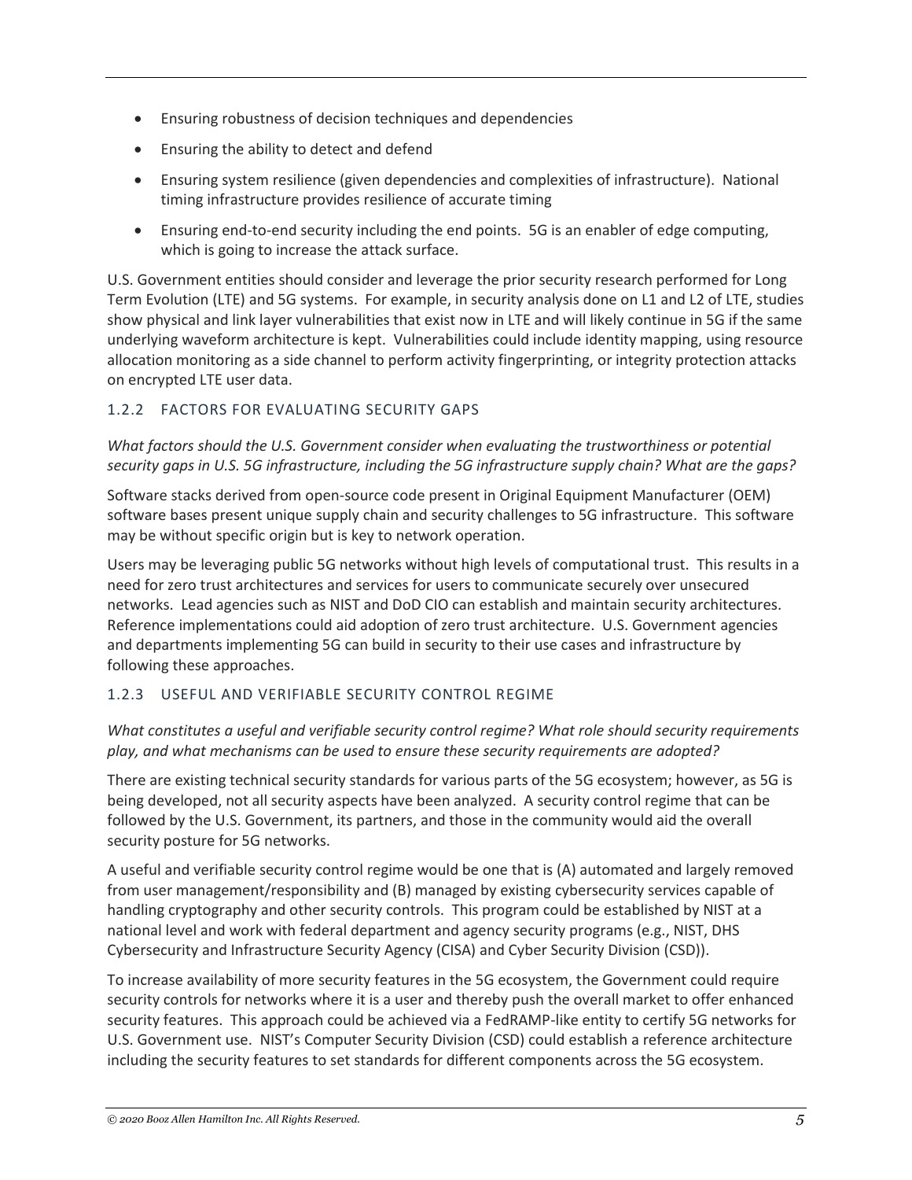- Ensuring robustness of decision techniques and dependencies
- Ensuring the ability to detect and defend
- Ensuring system resilience (given dependencies and complexities of infrastructure). National timing infrastructure provides resilience of accurate timing
- Ensuring end-to-end security including the end points. 5G is an enabler of edge computing, which is going to increase the attack surface.

U.S. Government entities should consider and leverage the prior security research performed for Long Term Evolution (LTE) and 5G systems. For example, in security analysis done on L1 and L2 of LTE, studies show physical and link layer vulnerabilities that exist now in LTE and will likely continue in 5G if the same underlying waveform architecture is kept. Vulnerabilities could include identity mapping, using resource allocation monitoring as a side channel to perform activity fingerprinting, or integrity protection attacks on encrypted LTE user data.

### 1.2.2 FACTORS FOR EVALUATING SECURITY GAPS

*What factors should the U.S. Government consider when evaluating the trustworthiness or potential security gaps in U.S. 5G infrastructure, including the 5G infrastructure supply chain? What are the gaps?*

Software stacks derived from open-source code present in Original Equipment Manufacturer (OEM) software bases present unique supply chain and security challenges to 5G infrastructure. This software may be without specific origin but is key to network operation.

Users may be leveraging public 5G networks without high levels of computational trust. This results in a need for zero trust architectures and services for users to communicate securely over unsecured networks. Lead agencies such as NIST and DoD CIO can establish and maintain security architectures. Reference implementations could aid adoption of zero trust architecture. U.S. Government agencies and departments implementing 5G can build in security to their use cases and infrastructure by following these approaches.

### 1.2.3 USEFUL AND VERIFIABLE SECURITY CONTROL REGIME

*What constitutes a useful and verifiable security control regime? What role should security requirements play, and what mechanisms can be used to ensure these security requirements are adopted?*

There are existing technical security standards for various parts of the 5G ecosystem; however, as 5G is being developed, not all security aspects have been analyzed. A security control regime that can be followed by the U.S. Government, its partners, and those in the community would aid the overall security posture for 5G networks.

A useful and verifiable security control regime would be one that is (A) automated and largely removed from user management/responsibility and (B) managed by existing cybersecurity services capable of handling cryptography and other security controls. This program could be established by NIST at a national level and work with federal department and agency security programs (e.g., NIST, DHS Cybersecurity and Infrastructure Security Agency (CISA) and Cyber Security Division (CSD)).

To increase availability of more security features in the 5G ecosystem, the Government could require security controls for networks where it is a user and thereby push the overall market to offer enhanced security features. This approach could be achieved via a FedRAMP-like entity to certify 5G networks for U.S. Government use. NIST's Computer Security Division (CSD) could establish a reference architecture including the security features to set standards for different components across the 5G ecosystem.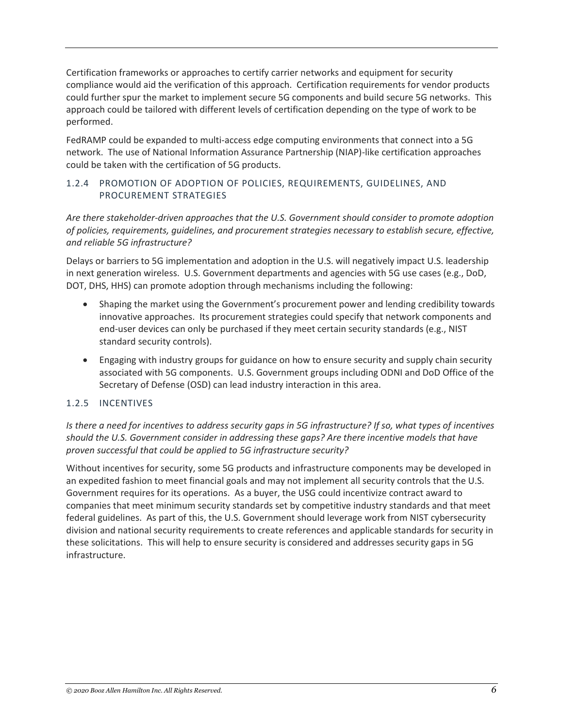Certification frameworks or approaches to certify carrier networks and equipment for security compliance would aid the verification of this approach. Certification requirements for vendor products could further spur the market to implement secure 5G components and build secure 5G networks. This approach could be tailored with different levels of certification depending on the type of work to be performed.

FedRAMP could be expanded to multi-access edge computing environments that connect into a 5G network. The use of National Information Assurance Partnership (NIAP)-like certification approaches could be taken with the certification of 5G products.

### 1.2.4 PROMOTION OF ADOPTION OF POLICIES, REQUIREMENTS, GUIDELINES, AND PROCUREMENT STRATEGIES

*Are there stakeholder-driven approaches that the U.S. Government should consider to promote adoption of policies, requirements, guidelines, and procurement strategies necessary to establish secure, effective, and reliable 5G infrastructure?*

Delays or barriers to 5G implementation and adoption in the U.S. will negatively impact U.S. leadership in next generation wireless. U.S. Government departments and agencies with 5G use cases (e.g., DoD, DOT, DHS, HHS) can promote adoption through mechanisms including the following:

- Shaping the market using the Government's procurement power and lending credibility towards innovative approaches. Its procurement strategies could specify that network components and end-user devices can only be purchased if they meet certain security standards (e.g., NIST standard security controls).
- Engaging with industry groups for guidance on how to ensure security and supply chain security associated with 5G components. U.S. Government groups including ODNI and DoD Office of the Secretary of Defense (OSD) can lead industry interaction in this area.

### 1.2.5 INCENTIVES

*Is there a need for incentives to address security gaps in 5G infrastructure? If so, what types of incentives should the U.S. Government consider in addressing these gaps? Are there incentive models that have proven successful that could be applied to 5G infrastructure security?*

Without incentives for security, some 5G products and infrastructure components may be developed in an expedited fashion to meet financial goals and may not implement all security controls that the U.S. Government requires for its operations. As a buyer, the USG could incentivize contract award to companies that meet minimum security standards set by competitive industry standards and that meet federal guidelines. As part of this, the U.S. Government should leverage work from NIST cybersecurity division and national security requirements to create references and applicable standards for security in these solicitations. This will help to ensure security is considered and addresses security gaps in 5G infrastructure.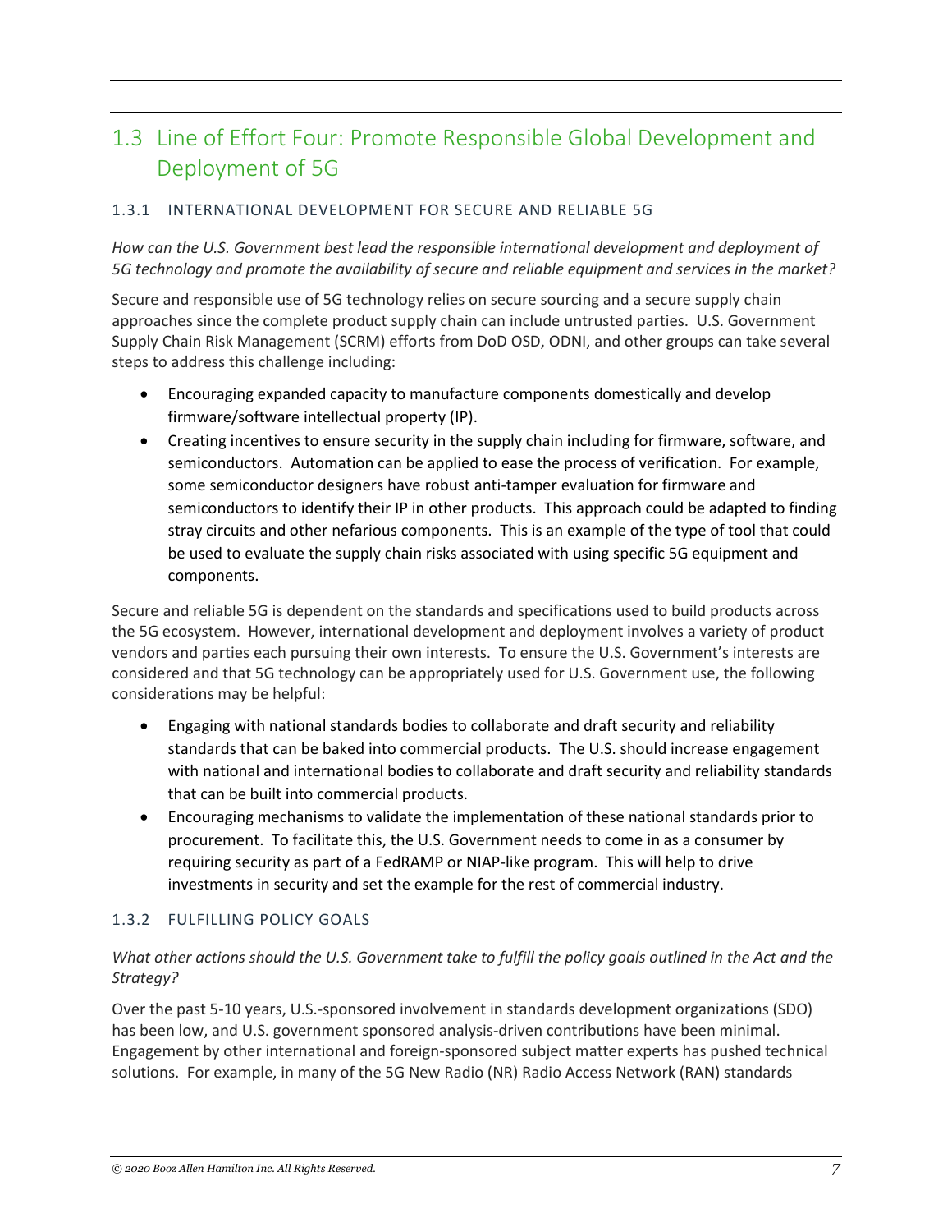## 1.3 Line of Effort Four: Promote Responsible Global Development and Deployment of 5G

### 1.3.1 INTERNATIONAL DEVELOPMENT FOR SECURE AND RELIABLE 5G

*How can the U.S. Government best lead the responsible international development and deployment of 5G technology and promote the availability of secure and reliable equipment and services in the market?*

Secure and responsible use of 5G technology relies on secure sourcing and a secure supply chain approaches since the complete product supply chain can include untrusted parties. U.S. Government Supply Chain Risk Management (SCRM) efforts from DoD OSD, ODNI, and other groups can take several steps to address this challenge including:

- Encouraging expanded capacity to manufacture components domestically and develop firmware/software intellectual property (IP).
- Creating incentives to ensure security in the supply chain including for firmware, software, and semiconductors. Automation can be applied to ease the process of verification. For example, some semiconductor designers have robust anti-tamper evaluation for firmware and semiconductors to identify their IP in other products. This approach could be adapted to finding stray circuits and other nefarious components. This is an example of the type of tool that could be used to evaluate the supply chain risks associated with using specific 5G equipment and components.

Secure and reliable 5G is dependent on the standards and specifications used to build products across the 5G ecosystem. However, international development and deployment involves a variety of product vendors and parties each pursuing their own interests. To ensure the U.S. Government's interests are considered and that 5G technology can be appropriately used for U.S. Government use, the following considerations may be helpful:

- Engaging with national standards bodies to collaborate and draft security and reliability standards that can be baked into commercial products. The U.S. should increase engagement with national and international bodies to collaborate and draft security and reliability standards that can be built into commercial products.
- Encouraging mechanisms to validate the implementation of these national standards prior to procurement. To facilitate this, the U.S. Government needs to come in as a consumer by requiring security as part of a FedRAMP or NIAP-like program. This will help to drive investments in security and set the example for the rest of commercial industry.

### 1.3.2 FULFILLING POLICY GOALS

*What other actions should the U.S. Government take to fulfill the policy goals outlined in the Act and the Strategy?*

Over the past 5-10 years, U.S.-sponsored involvement in standards development organizations (SDO) has been low, and U.S. government sponsored analysis-driven contributions have been minimal. Engagement by other international and foreign-sponsored subject matter experts has pushed technical solutions. For example, in many of the 5G New Radio (NR) Radio Access Network (RAN) standards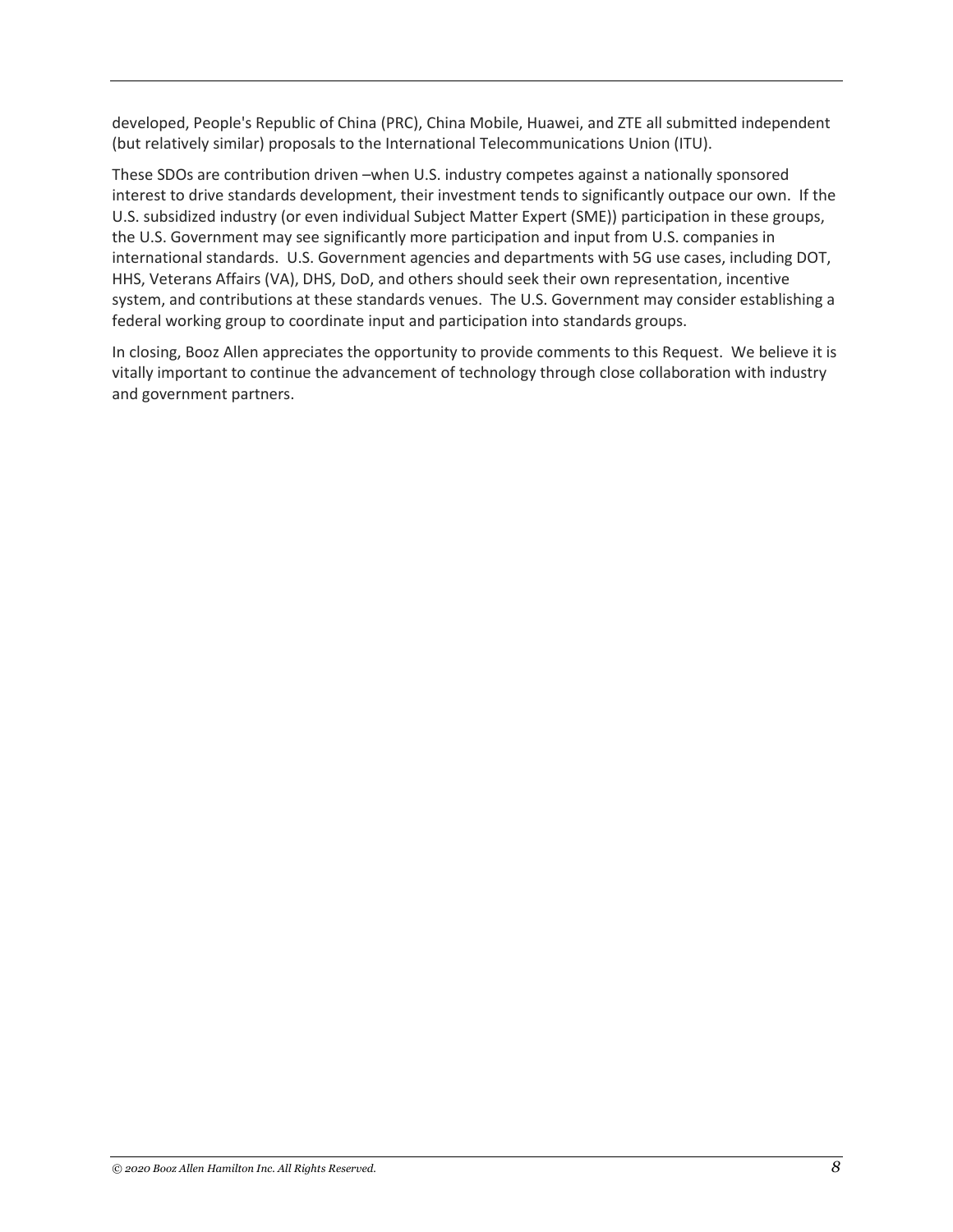developed, People's Republic of China (PRC), China Mobile, Huawei, and ZTE all submitted independent (but relatively similar) proposals to the International Telecommunications Union (ITU).

These SDOs are contribution driven –when U.S. industry competes against a nationally sponsored interest to drive standards development, their investment tends to significantly outpace our own. If the U.S. subsidized industry (or even individual Subject Matter Expert (SME)) participation in these groups, the U.S. Government may see significantly more participation and input from U.S. companies in international standards. U.S. Government agencies and departments with 5G use cases, including DOT, HHS, Veterans Affairs (VA), DHS, DoD, and others should seek their own representation, incentive system, and contributions at these standards venues. The U.S. Government may consider establishing a federal working group to coordinate input and participation into standards groups.

In closing, Booz Allen appreciates the opportunity to provide comments to this Request. We believe it is vitally important to continue the advancement of technology through close collaboration with industry and government partners.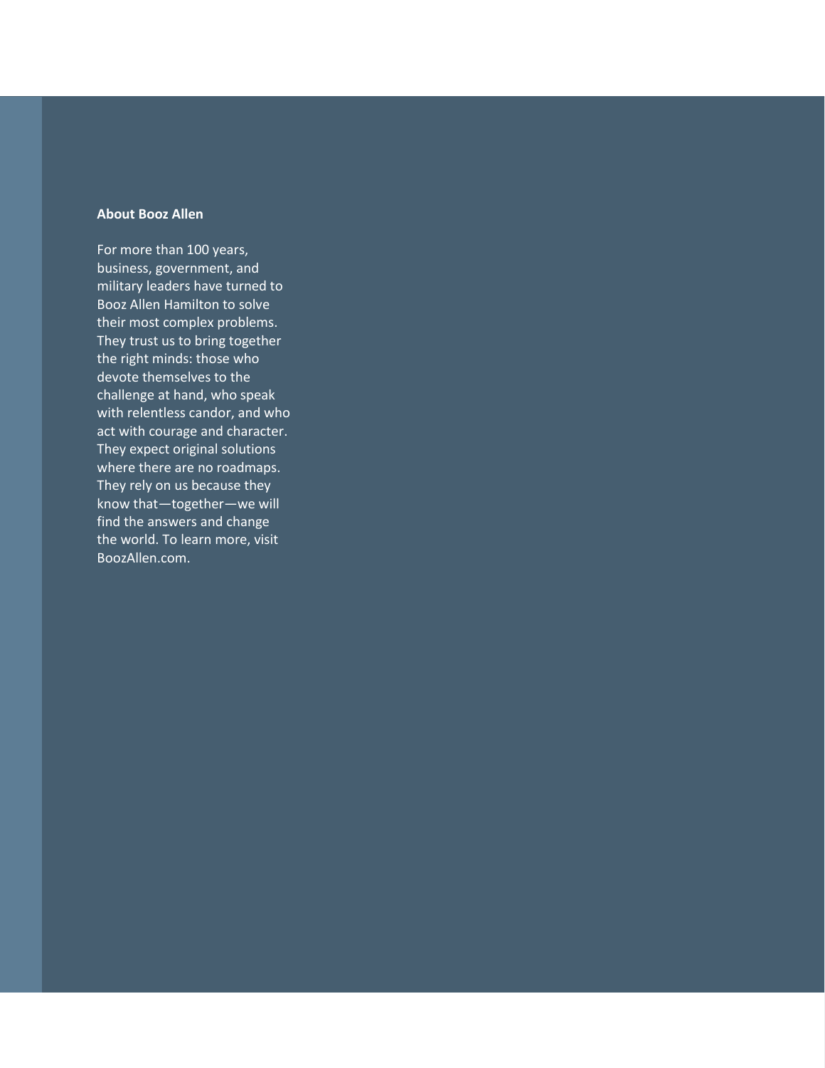## About Booz Allen

For more than 100 years, business, government, and military leaders have turned to Booz Allen Hamilton to solve their most complex problems. They trust us to bring together the right minds: those who devote themselves to the challenge at hand, who speak with relentless candor, and who act with courage and character. They expect original solutions where there are no roadmaps. They rely on us because they know that—together—we will find the answers and change the world. To learn more, visit BoozAllen.com.